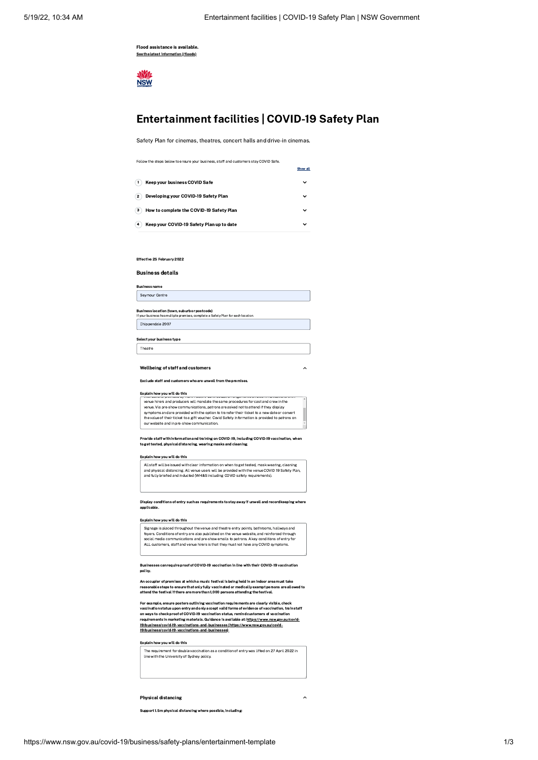Flood assistance is available.
[See the latest information (/floods)](/floods)

# Entertainment facilities | COVID-19 Safety Plan

Safety Plan for cinemas, theatres, concert halls and drive-in cinemas.

Follow the steps below to ensure your business, staff and customers stay COVID Safe.

Show all

1. Keep your business COVID Safe
2. Developing your COVID-19 Safety Plan
3. How to complete the COVID-19 Safety Plan
4. Keep your COVID-19 Safety Plan up to date

**Effective 25 February 2022**

## Business details

**Business name**

Seymour Centre

**Business location (town, suburb or postcode)**
If your business has multiple premises, complete a Safety Plan for each location.

Chippendale 2007

**Select your business type**

Theatre

### Wellbeing of staff and customers

**Exclude staff and customers who are unwell from the premises.**

**Explain how you will do this**

venue hirers and producers will mandate the same procedures for cast and crew in the venue. Via pre-show communications, patrons are asked not to attend if they display symptoms and are provided with the option to transfer their ticket to a new date or convert the value of their ticket to a gift voucher. Covid Safety information is provided to patrons on our website and in pre-show communication.

**Provide staff with information and training on COVID-19, including COVID-19 vaccination, when to get tested, physical distancing, wearing masks and cleaning.**

**Explain how you will do this**

All staff will be issued with clear information on when to get tested, mask wearing, cleaning and physical distancing. All venue users will be provided with the venue COVID 19 Safety Plan, and fully briefed and inducted (WH&S including COVID safety requirements).

**Display conditions of entry such as requirements to stay away if unwell and recordkeeping where applicable.**

**Explain how you will do this**

Signage is placed throughout the venue and theatre entry points, bathrooms, hallways and foyers. Conditions of entry are also published on the venue website, and reinforced through social media communications and pre-show emails to patrons. A key conditions of entry for ALL customers, staff and venue hirers is that they must not have any COVID symptoms.

**Businesses can require proof of COVID-19 vaccination in line with their COVID-19 vaccination policy.**

**An occupier of premises at which a music festival is being held in an indoor area must take reasonable steps to ensure that only fully vaccinated or medically exempt persons are allowed to attend the festival if there are more than 1,000 persons attending the festival.**

**For example, ensure posters outlining vaccination requirements are clearly visible, check vaccination status upon entry and only accept valid forms of evidence of vaccination, train staff on ways to check proof of COVID-19 vaccination status, remind customers of vaccination requirements in marketing materials. Guidance is available at: [https://www.nsw.gov.au/covid-19/business/covid-19-vaccinations-and-businesses (https://www.nsw.gov.au/covid-19/business/covid-19-vaccinations-and-businesses)](https://www.nsw.gov.au/covid-19/business/covid-19-vaccinations-and-businesses)**

**Explain how you will do this**

The requirement for double vaccination as a condition of entry was lifted on 27 April 2022 in line with the University of Sydney policy.

### Physical distancing

**Support 1.5m physical distancing where possible, including:**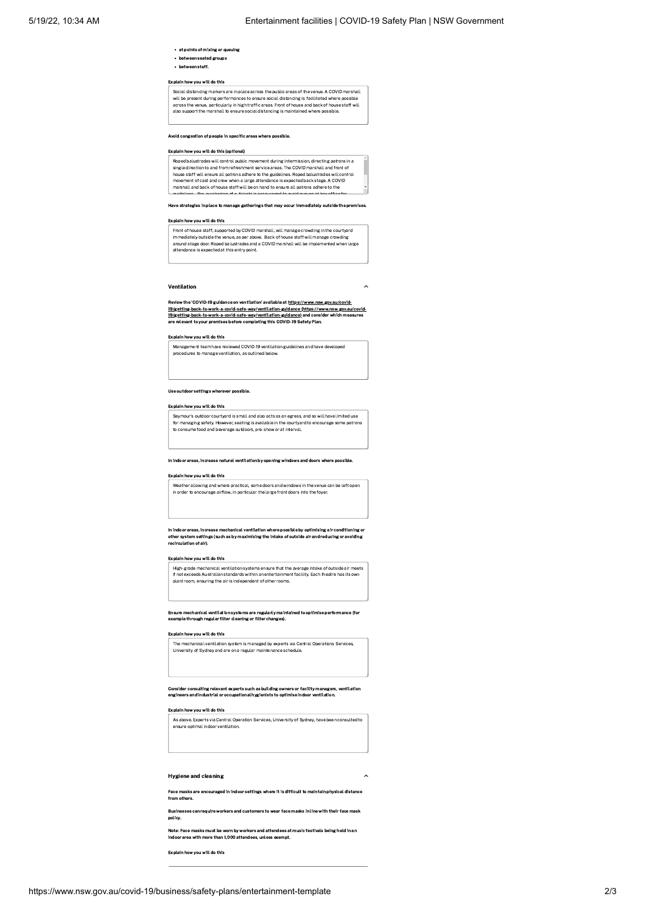- at points of mixing or queuing
- between seated groups
- between staff.

**Explain how you will do this**

Social distancing markers are in place across the public areas of the venue. A COVID marshall will be present during performances to ensure social distancing is facilitated where possible across the venue, particularly in high traffic areas. Front of house and back of house staff will also support the marshall to ensure social distancing is maintained where possible.

**Avoid congestion of people in specific areas where possible.**

**Explain how you will do this (optional)**

Roped balustrades will control public movement during intermission, directing patrons in a single direction to and from refreshment service areas. The COVID marshall and front of house staff will ensure all patrons adhere to the guidelines. Roped balustrades will control movement of cast and crew when a large attendance is expected backstage. A COVID marshall and back of house staff will be on hand to ensure all patrons adhere to the guidelines. Pre-purchasing of e-tickets is encouraged to avoid queues at box office for

**Have strategies in place to manage gatherings that may occur immediately outside the premises.**

**Explain how you will do this**

Front of house staff, supported by COVID marshall, will manage crowding in the courtyard immediately outside the venue, as per above. Back of house staff will manage crowding around stage door. Roped balustrades and a COVID marshall will be implemented when large attendance is expected at this entry point.

## Ventilation

**Review the 'COVID-19 guidance on ventilation' available at https://www.nsw.gov.au/covid-19/getting-back-to-work-a-covid-safe-way/ventilation-guidance (https://www.nsw.gov.au/covid-19/getting-back-to-work-a-covid-safe-way/ventilation-guidance) and consider which measures are relevant to your premises before completing this COVID-19 Safety Plan.**

**Explain how you will do this**

Management team have reviewed COVID-19 ventilation guidelines and have developed procedures to manage ventilation, as outlined below.

**Use outdoor settings wherever possible.**

**Explain how you will do this**

Seymour's outdoor courtyard is small and also acts as an egress, and so will have limited use for managing safety. However, seating is available in the courtyard to encourage some patrons to consume food and beverage outdoors, pre-show or at interval.

**In indoor areas, increase natural ventilation by opening windows and doors where possible.**

**Explain how you will do this**

Weather allowing and where practical, some doors and windows in the venue can be left open in order to encourage airflow, in particular the large front doors into the foyer.

**In indoor areas, increase mechanical ventilation where possible by optimising air conditioning or other system settings (such as by maximising the intake of outside air and reducing or avoiding recirculation of air).**

**Explain how you will do this**

High-grade mechanical ventilation systems ensure that the average intake of outside air meets if not exceeds Australian standards within an entertainment facility. Each theatre has its own plant room, ensuring the air is independent of other rooms.

**Ensure mechanical ventilation systems are regularly maintained to optimise performance (for example through regular filter cleaning or filter changes).**

**Explain how you will do this**

The mechanical ventilation system is managed by experts via Central Operations Services, University of Sydney and are on a regular maintenance schedule.

**Consider consulting relevant experts such as building owners or facility managers, ventilation engineers and industrial or occupational hygienists to optimise indoor ventilation.**

**Explain how you will do this**

As above. Experts via Central Operation Services, University of Sydney, have been consulted to ensure optimal indoor ventilation.

## Hygiene and cleaning

**Face masks are encouraged in indoor settings where it is difficult to maintain physical distance from others.**

**Businesses can require workers and customers to wear face masks in line with their face mask policy.**

**Note: Face masks must be worn by workers and attendees at music festivals being held in an indoor area with more than 1,000 attendees, unless exempt.**

**Explain how you will do this**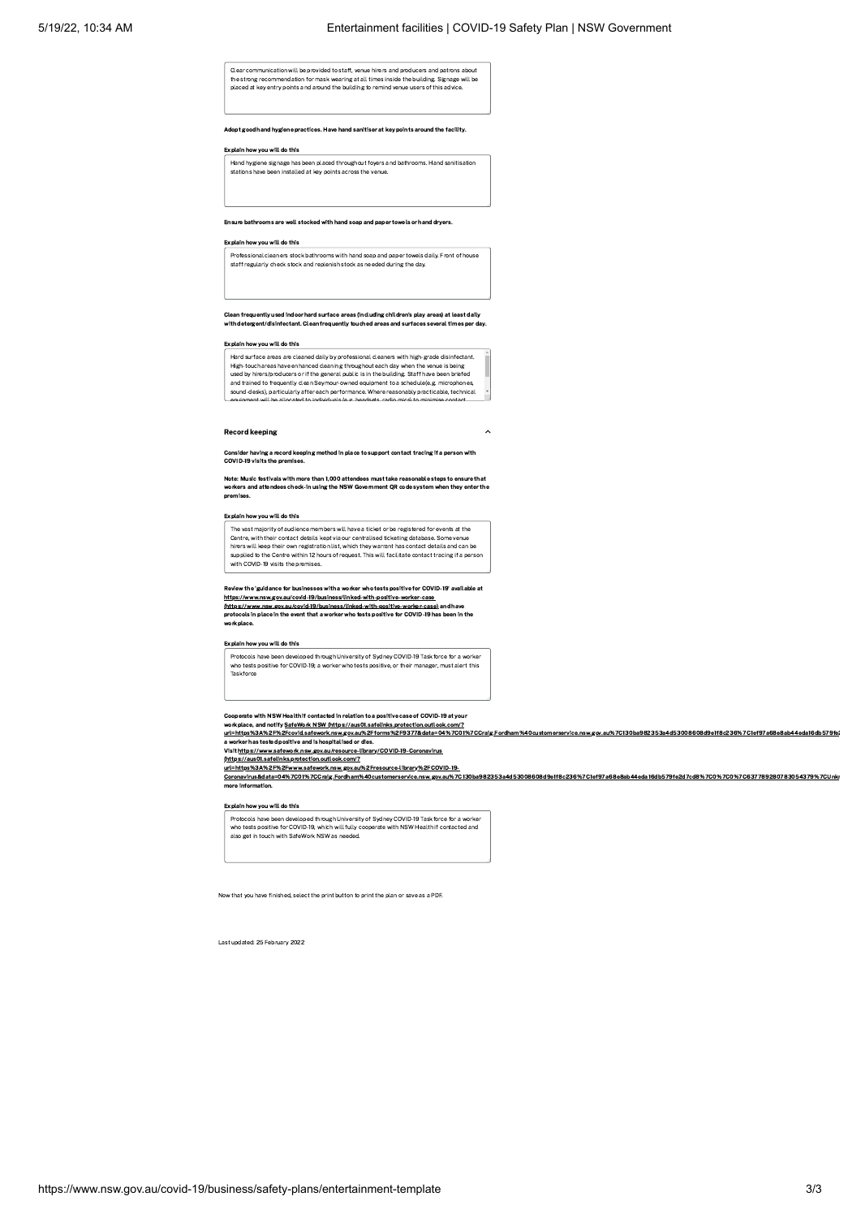Clear communication will be provided to staff, venue hirers and producers and patrons about the strong recommendation for mask wearing at all times inside the building. Signage will be placed at key entry points and around the building to remind venue users of this advice.

**Adopt good hand hygiene practices. Have hand sanitiser at key points around the facility.**

**Explain how you will do this**

Hand hygiene signage has been placed throughout foyers and bathrooms. Hand sanitisation stations have been installed at key points across the venue.

**Ensure bathrooms are well stocked with hand soap and paper towels or hand dryers.**

**Explain how you will do this**

Professional cleaners stock bathrooms with hand soap and paper towels daily. Front of house staff regularly check stock and replenish stock as needed during the day.

**Clean frequently used indoor hard surface areas (including children's play areas) at least daily with detergent/disinfectant. Clean frequently touched areas and surfaces several times per day.**

**Explain how you will do this**

Hard surface areas are cleaned daily by professional cleaners with high-grade disinfectant. High-touch areas have enhanced cleaning throughout each day when the venue is being used by hirers/producers or if the general public is in the building. Staff have been briefed and trained to frequently clean Seymour-owned equipment to a schedule (e.g. microphones, sound-desks), particularly after each performance. Where reasonably practicable, technical equipment will be allocated to individuals (e.g. headsets, radio mics) to minimise contact

### Record keeping

**Consider having a record keeping method in place to support contact tracing if a person with COVID-19 visits the premises.**

**Note: Music festivals with more than 1,000 attendees must take reasonable steps to ensure that workers and attendees check-in using the NSW Government QR code system when they enter the premises.**

**Explain how you will do this**

The vast majority of audience members will have a ticket or be registered for events at the Centre, with their contact details kept via our centralised ticketing database. Some venue hirers will keep their own registration list, which they warrant has contact details and can be supplied to the Centre within 12 hours of request. This will facilitate contact tracing if a person with COVID-19 visits the premises.

**Review the 'guidance for businesses with a worker who tests positive for COVID-19' available at https://www.nsw.gov.au/covid-19/business/linked-with-positive-worker-case (https://www.nsw.gov.au/covid-19/business/linked-with-positive-worker-case) and have protocols in place in the event that a worker who tests positive for COVID-19 has been in the workplace.**

**Explain how you will do this**

Protocols have been developed through University of Sydney COVID-19 Taskforce for a worker who tests positive for COVID-19; a worker who tests positive, or their manager, must alert this Taskforce

**Cooperate with NSW Health if contacted in relation to a positive case of COVID-19 at your workplace, and notify SafeWork NSW (https://aus01.safelinks.protection.outlook.com/?url=https%3A%2F%2Fcovid.safework.nsw.gov.au%2Fforms%2F9377&data=04%7C01%7CCraig.Fordham%40customerservice.nsw.gov.au%7C130ba982353e4d53008608d9e1f8c236%7C1ef97a68e8ab44eda16db579fe2... a worker has tested positive and is hospitalised or dies. Visit https://www.safework.nsw.gov.au/resource-library/COVID-19-Coronavirus (https://aus01.safelinks.protection.outlook.com/?url=https%3A%2F%2Fwww.safework.nsw.gov.au%2Fresource-library%2FCOVID-19-Coronavirus&data=04%7C01%7CCraig.Fordham%40customerservice.nsw.gov.au%7C130ba982353e4d53008608d9e1f8c236%7C1ef97a68e8ab44eda16db579fe2d7cd8%7C0%7C0%7C637789280783054379%7CUnk... more information.**

**Explain how you will do this**

Protocols have been developed through University of Sydney COVID-19 Taskforce for a worker who tests positive for COVID-19, which will fully cooperate with NSW Health if contacted and also get in touch with SafeWork NSW as needed.

Now that you have finished, select the print button to print the plan or save as a PDF.

Last updated: 25 February 2022